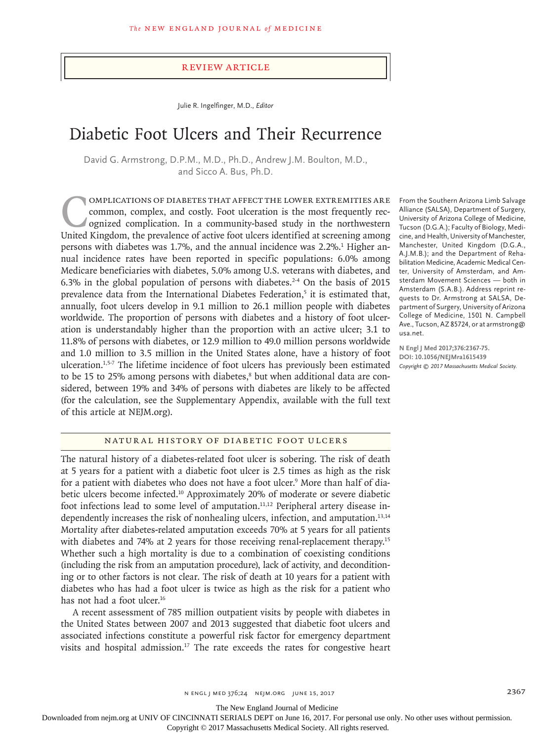REVIEW ARTICLE

Julie R. Ingelfinger, M.D., *Editor*

# Diabetic Foot Ulcers and Their Recurrence

David G. Armstrong, D.P.M., M.D., Ph.D., Andrew J.M. Boulton, M.D., and Sicco A. Bus, Ph.D.

From the Southern Arizona Limb Salvage Alliance (SALSA), Department of Surgery, University of Arizona College of Medicine, Tucson (D.G.A.); Faculty of Biology, Medicine, and Health, University of Manchester, Manchester, United Kingdom (D.G.A., A.J.M.B.); and the Department of Rehabilitation Medicine, Academic Medical Center, University of Amsterdam, and Amsterdam Movement Sciences — both in Amsterdam (S.A.B.). Address reprint requests to Dr. Armstrong at SALSA, Department of Surgery, University of Arizona College of Medicine, 1501 N. Campbell Ave., Tucson, AZ 85724, or at armstrong@usa.net.

**N Engl J Med 2017;376:2367-75.**
**DOI: 10.1056/NEJMra1615439**
*Copyright © 2017 Massachusetts Medical Society.*

Complications of diabetes that affect the lower extremities are common, complex, and costly. Foot ulceration is the most frequently recognized complication. In a community-based study in the northwestern United Kingdom, the prevalence of active foot ulcers identified at screening among persons with diabetes was 1.7%, and the annual incidence was 2.2%.[1] Higher annual incidence rates have been reported in specific populations: 6.0% among Medicare beneficiaries with diabetes, 5.0% among U.S. veterans with diabetes, and 6.3% in the global population of persons with diabetes.[2-4] On the basis of 2015 prevalence data from the International Diabetes Federation,[5] it is estimated that, annually, foot ulcers develop in 9.1 million to 26.1 million people with diabetes worldwide. The proportion of persons with diabetes and a history of foot ulceration is understandably higher than the proportion with an active ulcer; 3.1 to 11.8% of persons with diabetes, or 12.9 million to 49.0 million persons worldwide and 1.0 million to 3.5 million in the United States alone, have a history of foot ulceration.[1,5-7] The lifetime incidence of foot ulcers has previously been estimated to be 15 to 25% among persons with diabetes,[8] but when additional data are considered, between 19% and 34% of persons with diabetes are likely to be affected (for the calculation, see the Supplementary Appendix, available with the full text of this article at NEJM.org).

## Natural History of Diabetic Foot Ulcers

The natural history of a diabetes-related foot ulcer is sobering. The risk of death at 5 years for a patient with a diabetic foot ulcer is 2.5 times as high as the risk for a patient with diabetes who does not have a foot ulcer.[9] More than half of diabetic ulcers become infected.[10] Approximately 20% of moderate or severe diabetic foot infections lead to some level of amputation.[11,12] Peripheral artery disease independently increases the risk of nonhealing ulcers, infection, and amputation.[13,14] Mortality after diabetes-related amputation exceeds 70% at 5 years for all patients with diabetes and 74% at 2 years for those receiving renal-replacement therapy.[15] Whether such a high mortality is due to a combination of coexisting conditions (including the risk from an amputation procedure), lack of activity, and deconditioning or to other factors is not clear. The risk of death at 10 years for a patient with diabetes who has had a foot ulcer is twice as high as the risk for a patient who has not had a foot ulcer.[16]

A recent assessment of 785 million outpatient visits by people with diabetes in the United States between 2007 and 2013 suggested that diabetic foot ulcers and associated infections constitute a powerful risk factor for emergency department visits and hospital admission.[17] The rate exceeds the rates for congestive heart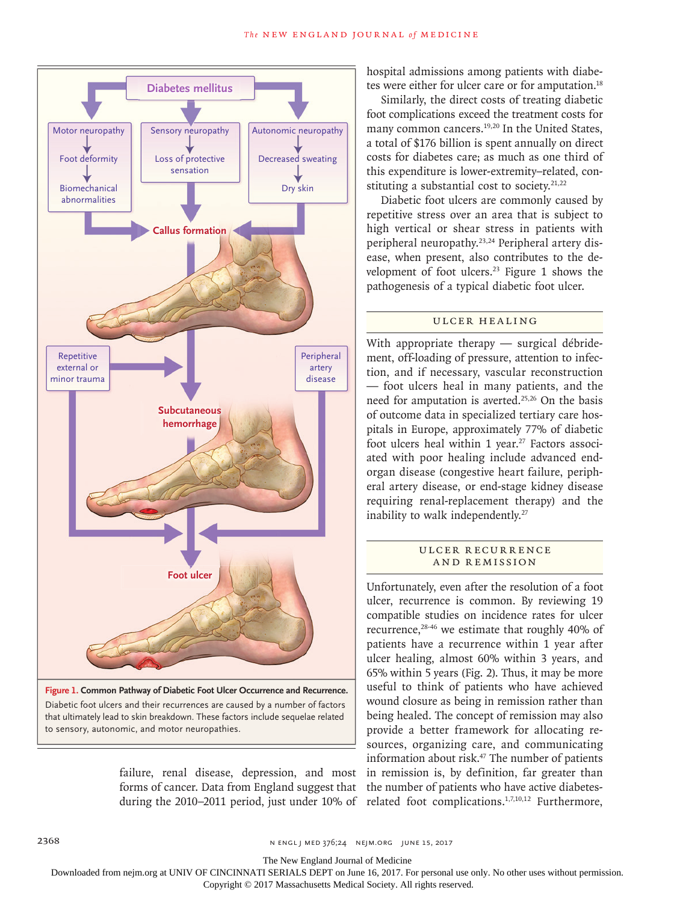hospital admissions among patients with diabetes were either for ulcer care or for amputation.[18]

Similarly, the direct costs of treating diabetic foot complications exceed the treatment costs for many common cancers.[19,20] In the United States, a total of $176 billion is spent annually on direct costs for diabetes care; as much as one third of this expenditure is lower-extremity–related, constituting a substantial cost to society.[21,22]

Diabetic foot ulcers are commonly caused by repetitive stress over an area that is subject to high vertical or shear stress in patients with peripheral neuropathy.[23,24] Peripheral artery disease, when present, also contributes to the development of foot ulcers.[23] Figure 1 shows the pathogenesis of a typical diabetic foot ulcer.

## ULCER HEALING

With appropriate therapy — surgical débridement, off-loading of pressure, attention to infection, and if necessary, vascular reconstruction — foot ulcers heal in many patients, and the need for amputation is averted.[25,26] On the basis of outcome data in specialized tertiary care hospitals in Europe, approximately 77% of diabetic foot ulcers heal within 1 year.[27] Factors associated with poor healing include advanced end-organ disease (congestive heart failure, peripheral artery disease, or end-stage kidney disease requiring renal-replacement therapy) and the inability to walk independently.[27]

## ULCER RECURRENCE AND REMISSION

Unfortunately, even after the resolution of a foot ulcer, recurrence is common. By reviewing 19 compatible studies on incidence rates for ulcer recurrence,[28-46] we estimate that roughly 40% of patients have a recurrence within 1 year after ulcer healing, almost 60% within 3 years, and 65% within 5 years (Fig. 2). Thus, it may be more useful to think of patients who have achieved wound closure as being in remission rather than being healed. The concept of remission may also provide a better framework for allocating resources, organizing care, and communicating information about risk.[47] The number of patients in remission is, by definition, far greater than the number of patients who have active diabetes-related foot complications.[1,7,10,12] Furthermore,

Diabetes mellitus → Motor neuropathy → Foot deformity → Biomechanical abnormalities; Sensory neuropathy → Loss of protective sensation; Autonomic neuropathy → Decreased sweating → Dry skin; → Callus formation; Repetitive external or minor trauma; Peripheral artery disease; → Subcutaneous hemorrhage → Foot ulcer

**Figure 1. Common Pathway of Diabetic Foot Ulcer Occurrence and Recurrence.**
Diabetic foot ulcers and their recurrences are caused by a number of factors that ultimately lead to skin breakdown. These factors include sequelae related to sensory, autonomic, and motor neuropathies.

failure, renal disease, depression, and most forms of cancer. Data from England suggest that during the 2010–2011 period, just under 10% of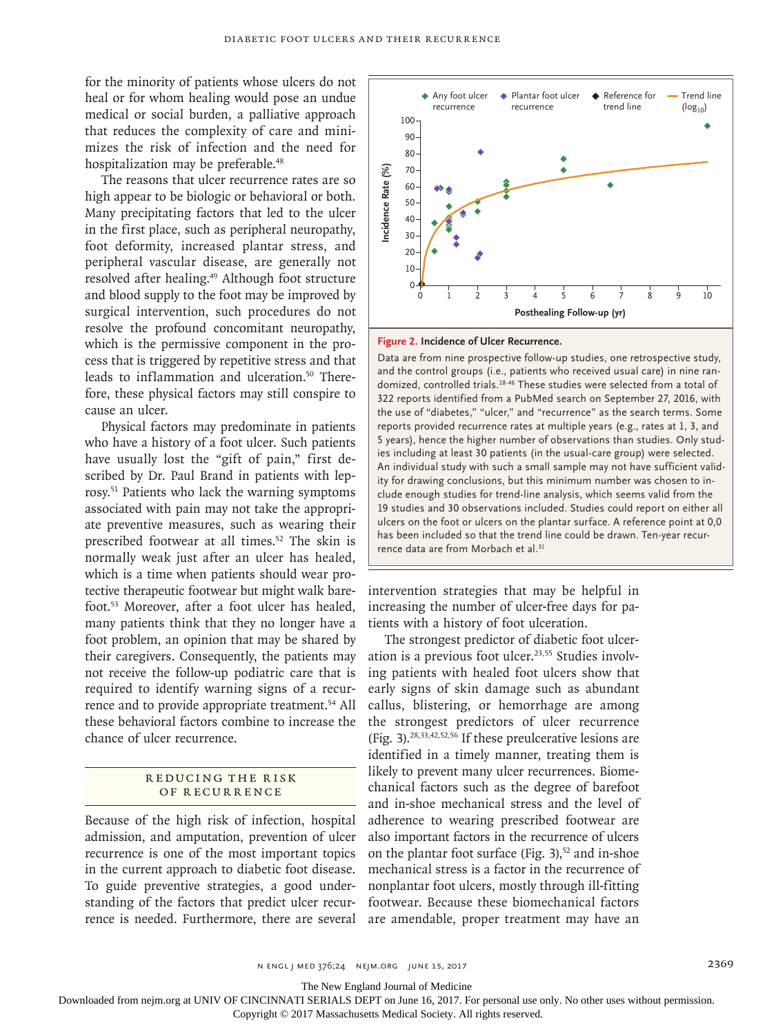for the minority of patients whose ulcers do not heal or for whom healing would pose an undue medical or social burden, a palliative approach that reduces the complexity of care and minimizes the risk of infection and the need for hospitalization may be preferable.[48]

The reasons that ulcer recurrence rates are so high appear to be biologic or behavioral or both. Many precipitating factors that led to the ulcer in the first place, such as peripheral neuropathy, foot deformity, increased plantar stress, and peripheral vascular disease, are generally not resolved after healing.[49] Although foot structure and blood supply to the foot may be improved by surgical intervention, such procedures do not resolve the profound concomitant neuropathy, which is the permissive component in the process that is triggered by repetitive stress and that leads to inflammation and ulceration.[50] Therefore, these physical factors may still conspire to cause an ulcer.

Physical factors may predominate in patients who have a history of a foot ulcer. Such patients have usually lost the "gift of pain," first described by Dr. Paul Brand in patients with leprosy.[51] Patients who lack the warning symptoms associated with pain may not take the appropriate preventive measures, such as wearing their prescribed footwear at all times.[52] The skin is normally weak just after an ulcer has healed, which is a time when patients should wear protective therapeutic footwear but might walk barefoot.[53] Moreover, after a foot ulcer has healed, many patients think that they no longer have a foot problem, an opinion that may be shared by their caregivers. Consequently, the patients may not receive the follow-up podiatric care that is required to identify warning signs of a recurrence and to provide appropriate treatment.[54] All these behavioral factors combine to increase the chance of ulcer recurrence.

**Figure 2. Incidence of Ulcer Recurrence.**

Data are from nine prospective follow-up studies, one retrospective study, and the control groups (i.e., patients who received usual care) in nine randomized, controlled trials.[28-46] These studies were selected from a total of 322 reports identified from a PubMed search on September 27, 2016, with the use of "diabetes," "ulcer," and "recurrence" as the search terms. Some reports provided recurrence rates at multiple years (e.g., rates at 1, 3, and 5 years), hence the higher number of observations than studies. Only studies including at least 30 patients (in the usual-care group) were selected. An individual study with such a small sample may not have sufficient validity for drawing conclusions, but this minimum number was chosen to include enough studies for trend-line analysis, which seems valid from the 19 studies and 30 observations included. Studies could report on either all ulcers on the foot or ulcers on the plantar surface. A reference point at 0,0 has been included so that the trend line could be drawn. Ten-year recurrence data are from Morbach et al.[31]

## REDUCING THE RISK OF RECURRENCE

Because of the high risk of infection, hospital admission, and amputation, prevention of ulcer recurrence is one of the most important topics in the current approach to diabetic foot disease. To guide preventive strategies, a good understanding of the factors that predict ulcer recurrence is needed. Furthermore, there are several intervention strategies that may be helpful in increasing the number of ulcer-free days for patients with a history of foot ulceration.

The strongest predictor of diabetic foot ulceration is a previous foot ulcer.[23,55] Studies involving patients with healed foot ulcers show that early signs of skin damage such as abundant callus, blistering, or hemorrhage are among the strongest predictors of ulcer recurrence (Fig. 3).[28,33,42,52,56] If these preulcerative lesions are identified in a timely manner, treating them is likely to prevent many ulcer recurrences. Biomechanical factors such as the degree of barefoot and in-shoe mechanical stress and the level of adherence to wearing prescribed footwear are also important factors in the recurrence of ulcers on the plantar foot surface (Fig. 3),[52] and in-shoe mechanical stress is a factor in the recurrence of nonplantar foot ulcers, mostly through ill-fitting footwear. Because these biomechanical factors are amendable, proper treatment may have an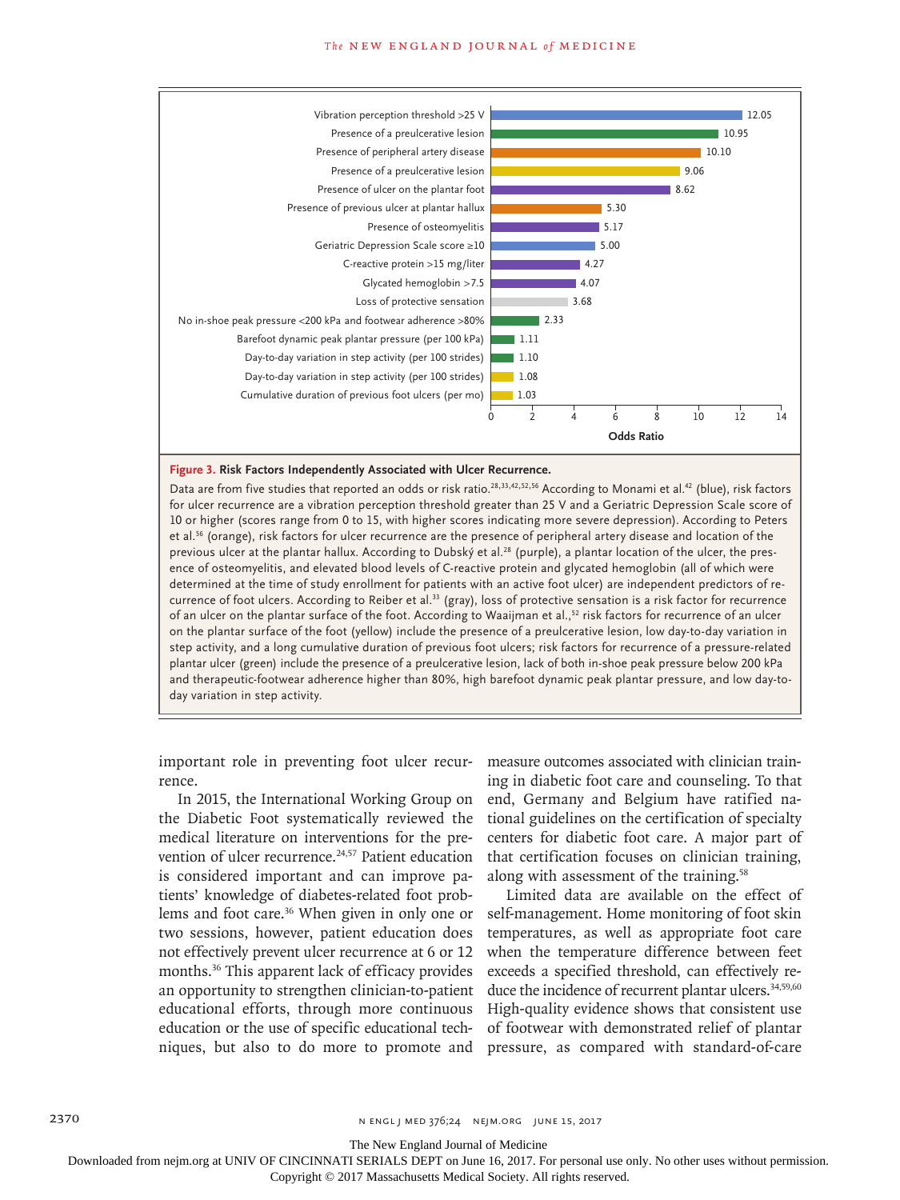| Risk Factor | Odds Ratio |
| --- | --- |
| Vibration perception threshold >25 V | 12.05 |
| Presence of a preulcerative lesion | 10.95 |
| Presence of peripheral artery disease | 10.10 |
| Presence of a preulcerative lesion | 9.06 |
| Presence of ulcer on the plantar foot | 8.62 |
| Presence of previous ulcer at plantar hallux | 5.30 |
| Presence of osteomyelitis | 5.17 |
| Geriatric Depression Scale score ≥10 | 5.00 |
| C-reactive protein >15 mg/liter | 4.27 |
| Glycated hemoglobin >7.5 | 4.07 |
| Loss of protective sensation | 3.68 |
| No in-shoe peak pressure <200 kPa and footwear adherence >80% | 2.33 |
| Barefoot dynamic peak plantar pressure (per 100 kPa) | 1.11 |
| Day-to-day variation in step activity (per 100 strides) | 1.10 |
| Day-to-day variation in step activity (per 100 strides) | 1.08 |
| Cumulative duration of previous foot ulcers (per mo) | 1.03 |

**Figure 3. Risk Factors Independently Associated with Ulcer Recurrence.**

Data are from five studies that reported an odds or risk ratio.[28,33,42,52,56] According to Monami et al.[42] (blue), risk factors for ulcer recurrence are a vibration perception threshold greater than 25 V and a Geriatric Depression Scale score of 10 or higher (scores range from 0 to 15, with higher scores indicating more severe depression). According to Peters et al.[56] (orange), risk factors for ulcer recurrence are the presence of peripheral artery disease and location of the previous ulcer at the plantar hallux. According to Dubský et al.[28] (purple), a plantar location of the ulcer, the presence of osteomyelitis, and elevated blood levels of C-reactive protein and glycated hemoglobin (all of which were determined at the time of study enrollment for patients with an active foot ulcer) are independent predictors of recurrence of foot ulcers. According to Reiber et al.[33] (gray), loss of protective sensation is a risk factor for recurrence of an ulcer on the plantar surface of the foot. According to Waaijman et al.,[52] risk factors for recurrence of an ulcer on the plantar surface of the foot (yellow) include the presence of a preulcerative lesion, low day-to-day variation in step activity, and a long cumulative duration of previous foot ulcers; risk factors for recurrence of a pressure-related plantar ulcer (green) include the presence of a preulcerative lesion, lack of both in-shoe peak pressure below 200 kPa and therapeutic-footwear adherence higher than 80%, high barefoot dynamic peak plantar pressure, and low day-to-day variation in step activity.

important role in preventing foot ulcer recurrence.

In 2015, the International Working Group on the Diabetic Foot systematically reviewed the medical literature on interventions for the prevention of ulcer recurrence.[24,57] Patient education is considered important and can improve patients' knowledge of diabetes-related foot problems and foot care.[36] When given in only one or two sessions, however, patient education does not effectively prevent ulcer recurrence at 6 or 12 months.[36] This apparent lack of efficacy provides an opportunity to strengthen clinician-to-patient educational efforts, through more continuous education or the use of specific educational techniques, but also to do more to promote and measure outcomes associated with clinician training in diabetic foot care and counseling. To that end, Germany and Belgium have ratified national guidelines on the certification of specialty centers for diabetic foot care. A major part of that certification focuses on clinician training, along with assessment of the training.[58]

Limited data are available on the effect of self-management. Home monitoring of foot skin temperatures, as well as appropriate foot care when the temperature difference between feet exceeds a specified threshold, can effectively reduce the incidence of recurrent plantar ulcers.[34,59,60] High-quality evidence shows that consistent use of footwear with demonstrated relief of plantar pressure, as compared with standard-of-care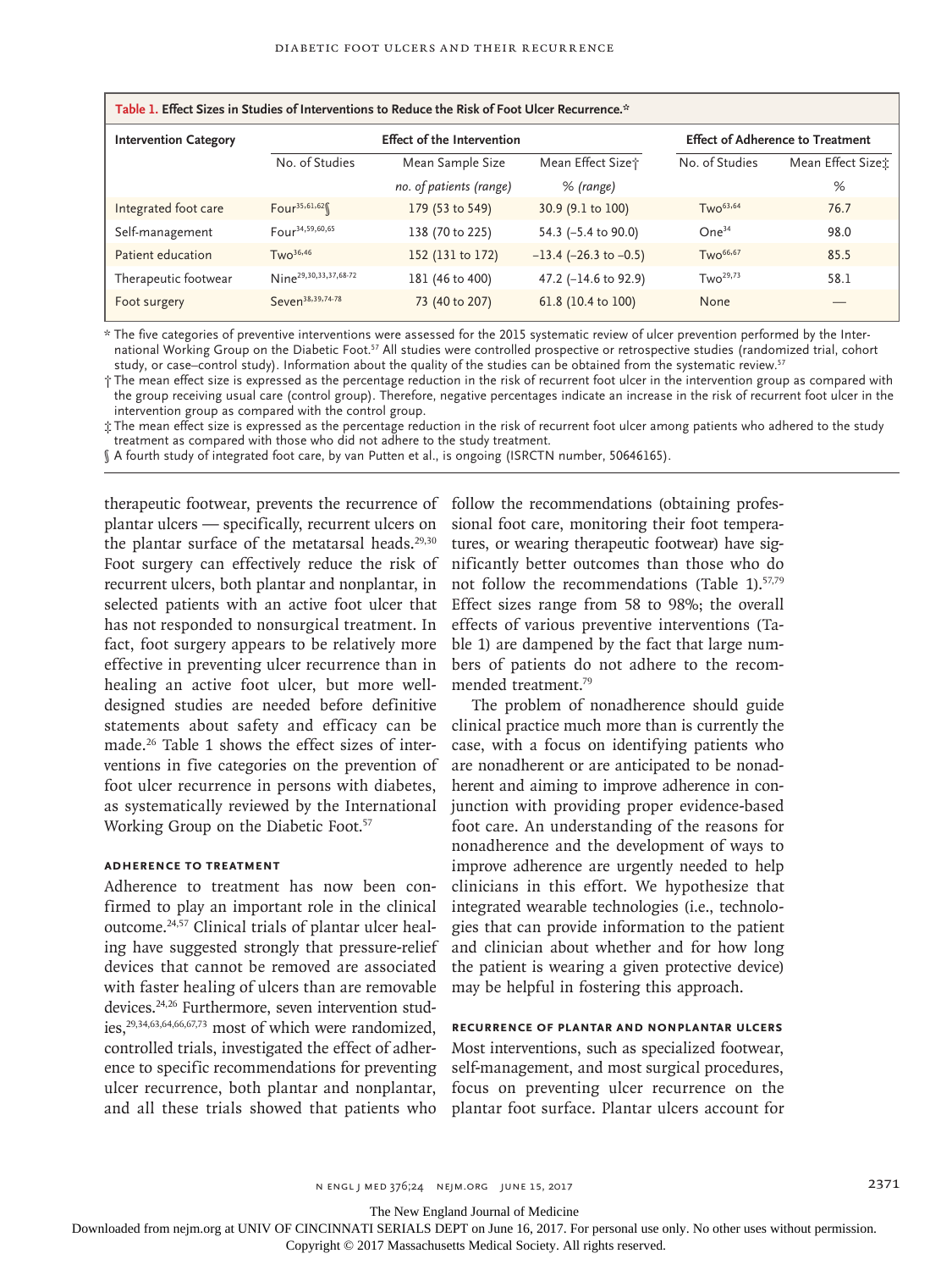**Table 1. Effect Sizes in Studies of Interventions to Reduce the Risk of Foot Ulcer Recurrence.***

| Intervention Category | Effect of the Intervention | | | Effect of Adherence to Treatment | |
|---|---|---|---|---|---|
| | No. of Studies | Mean Sample Size | Mean Effect Size† | No. of Studies | Mean Effect Size‡ |
| | | *no. of patients (range)* | *% (range)* | | *%* |
| Integrated foot care | Four[35,61,62]§ | 179 (53 to 549) | 30.9 (9.1 to 100) | Two[63,64] | 76.7 |
| Self-management | Four[34,59,60,65] | 138 (70 to 225) | 54.3 (−5.4 to 90.0) | One[34] | 98.0 |
| Patient education | Two[36,46] | 152 (131 to 172) | −13.4 (−26.3 to −0.5) | Two[66,67] | 85.5 |
| Therapeutic footwear | Nine[29,30,33,37,68-72] | 181 (46 to 400) | 47.2 (−14.6 to 92.9) | Two[29,73] | 58.1 |
| Foot surgery | Seven[38,39,74-78] | 73 (40 to 207) | 61.8 (10.4 to 100) | None | — |

\* The five categories of preventive interventions were assessed for the 2015 systematic review of ulcer prevention performed by the International Working Group on the Diabetic Foot.[57] All studies were controlled prospective or retrospective studies (randomized trial, cohort study, or case–control study). Information about the quality of the studies can be obtained from the systematic review.[57]

† The mean effect size is expressed as the percentage reduction in the risk of recurrent foot ulcer in the intervention group as compared with the group receiving usual care (control group). Therefore, negative percentages indicate an increase in the risk of recurrent foot ulcer in the intervention group as compared with the control group.

‡ The mean effect size is expressed as the percentage reduction in the risk of recurrent foot ulcer among patients who adhered to the study treatment as compared with those who did not adhere to the study treatment.

§ A fourth study of integrated foot care, by van Putten et al., is ongoing (ISRCTN number, 50646165).

therapeutic footwear, prevents the recurrence of plantar ulcers — specifically, recurrent ulcers on the plantar surface of the metatarsal heads.[29,30] Foot surgery can effectively reduce the risk of recurrent ulcers, both plantar and nonplantar, in selected patients with an active foot ulcer that has not responded to nonsurgical treatment. In fact, foot surgery appears to be relatively more effective in preventing ulcer recurrence than in healing an active foot ulcer, but more well-designed studies are needed before definitive statements about safety and efficacy can be made.[26] Table 1 shows the effect sizes of interventions in five categories on the prevention of foot ulcer recurrence in persons with diabetes, as systematically reviewed by the International Working Group on the Diabetic Foot.[57]

### Adherence to Treatment

Adherence to treatment has now been confirmed to play an important role in the clinical outcome.[24,57] Clinical trials of plantar ulcer healing have suggested strongly that pressure-relief devices that cannot be removed are associated with faster healing of ulcers than are removable devices.[24,26] Furthermore, seven intervention studies,[29,34,63,64,66,67,73] most of which were randomized, controlled trials, investigated the effect of adherence to specific recommendations for preventing ulcer recurrence, both plantar and nonplantar, and all these trials showed that patients who follow the recommendations (obtaining professional foot care, monitoring their foot temperatures, or wearing therapeutic footwear) have significantly better outcomes than those who do not follow the recommendations (Table 1).[57,79] Effect sizes range from 58 to 98%; the overall effects of various preventive interventions (Table 1) are dampened by the fact that large numbers of patients do not adhere to the recommended treatment.[79]

The problem of nonadherence should guide clinical practice much more than is currently the case, with a focus on identifying patients who are nonadherent or are anticipated to be nonadherent and aiming to improve adherence in conjunction with providing proper evidence-based foot care. An understanding of the reasons for nonadherence and the development of ways to improve adherence are urgently needed to help clinicians in this effort. We hypothesize that integrated wearable technologies (i.e., technologies that can provide information to the patient and clinician about whether and for how long the patient is wearing a given protective device) may be helpful in fostering this approach.

### Recurrence of Plantar and Nonplantar Ulcers

Most interventions, such as specialized footwear, self-management, and most surgical procedures, focus on preventing ulcer recurrence on the plantar foot surface. Plantar ulcers account for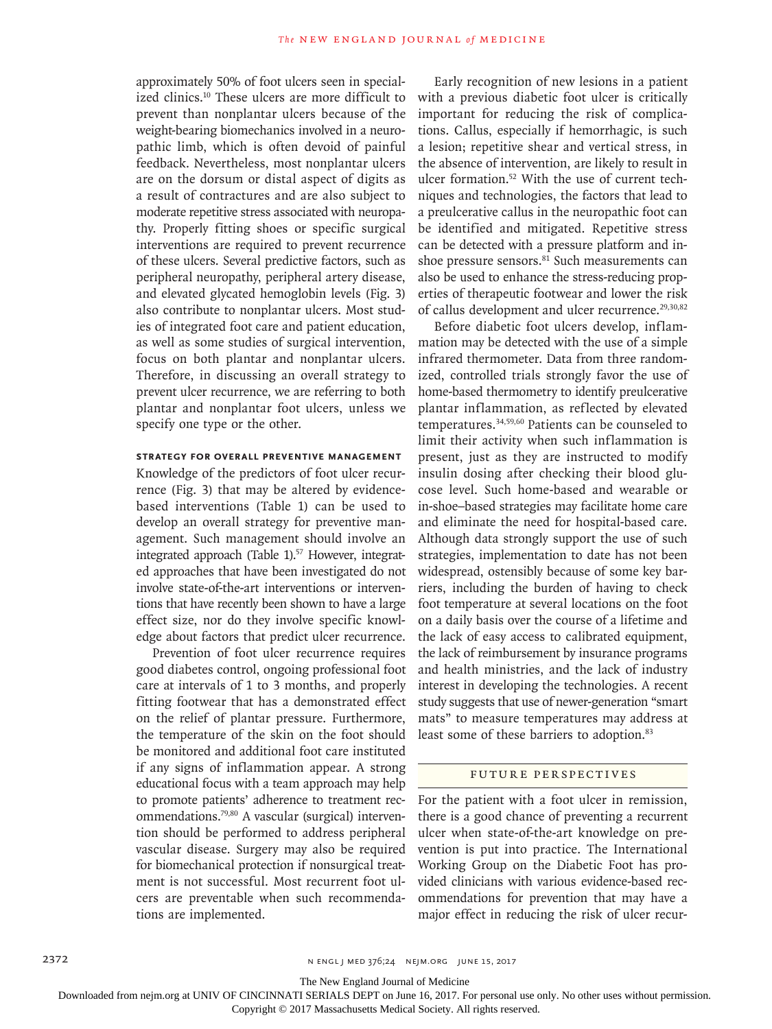approximately 50% of foot ulcers seen in specialized clinics.[10] These ulcers are more difficult to prevent than nonplantar ulcers because of the weight-bearing biomechanics involved in a neuropathic limb, which is often devoid of painful feedback. Nevertheless, most nonplantar ulcers are on the dorsum or distal aspect of digits as a result of contractures and are also subject to moderate repetitive stress associated with neuropathy. Properly fitting shoes or specific surgical interventions are required to prevent recurrence of these ulcers. Several predictive factors, such as peripheral neuropathy, peripheral artery disease, and elevated glycated hemoglobin levels (Fig. 3) also contribute to nonplantar ulcers. Most studies of integrated foot care and patient education, as well as some studies of surgical intervention, focus on both plantar and nonplantar ulcers. Therefore, in discussing an overall strategy to prevent ulcer recurrence, we are referring to both plantar and nonplantar foot ulcers, unless we specify one type or the other.

### STRATEGY FOR OVERALL PREVENTIVE MANAGEMENT

Knowledge of the predictors of foot ulcer recurrence (Fig. 3) that may be altered by evidence-based interventions (Table 1) can be used to develop an overall strategy for preventive management. Such management should involve an integrated approach (Table 1).[57] However, integrated approaches that have been investigated do not involve state-of-the-art interventions or interventions that have recently been shown to have a large effect size, nor do they involve specific knowledge about factors that predict ulcer recurrence.

Prevention of foot ulcer recurrence requires good diabetes control, ongoing professional foot care at intervals of 1 to 3 months, and properly fitting footwear that has a demonstrated effect on the relief of plantar pressure. Furthermore, the temperature of the skin on the foot should be monitored and additional foot care instituted if any signs of inflammation appear. A strong educational focus with a team approach may help to promote patients' adherence to treatment recommendations.[79,80] A vascular (surgical) intervention should be performed to address peripheral vascular disease. Surgery may also be required for biomechanical protection if nonsurgical treatment is not successful. Most recurrent foot ulcers are preventable when such recommendations are implemented.

Early recognition of new lesions in a patient with a previous diabetic foot ulcer is critically important for reducing the risk of complications. Callus, especially if hemorrhagic, is such a lesion; repetitive shear and vertical stress, in the absence of intervention, are likely to result in ulcer formation.[52] With the use of current techniques and technologies, the factors that lead to a preulcerative callus in the neuropathic foot can be identified and mitigated. Repetitive stress can be detected with a pressure platform and in-shoe pressure sensors.[81] Such measurements can also be used to enhance the stress-reducing properties of therapeutic footwear and lower the risk of callus development and ulcer recurrence.[29,30,82]

Before diabetic foot ulcers develop, inflammation may be detected with the use of a simple infrared thermometer. Data from three randomized, controlled trials strongly favor the use of home-based thermometry to identify preulcerative plantar inflammation, as reflected by elevated temperatures.[34,59,60] Patients can be counseled to limit their activity when such inflammation is present, just as they are instructed to modify insulin dosing after checking their blood glucose level. Such home-based and wearable or in-shoe–based strategies may facilitate home care and eliminate the need for hospital-based care. Although data strongly support the use of such strategies, implementation to date has not been widespread, ostensibly because of some key barriers, including the burden of having to check foot temperature at several locations on the foot on a daily basis over the course of a lifetime and the lack of easy access to calibrated equipment, the lack of reimbursement by insurance programs and health ministries, and the lack of industry interest in developing the technologies. A recent study suggests that use of newer-generation "smart mats" to measure temperatures may address at least some of these barriers to adoption.[83]

## FUTURE PERSPECTIVES

For the patient with a foot ulcer in remission, there is a good chance of preventing a recurrent ulcer when state-of-the-art knowledge on prevention is put into practice. The International Working Group on the Diabetic Foot has provided clinicians with various evidence-based recommendations for prevention that may have a major effect in reducing the risk of ulcer recur-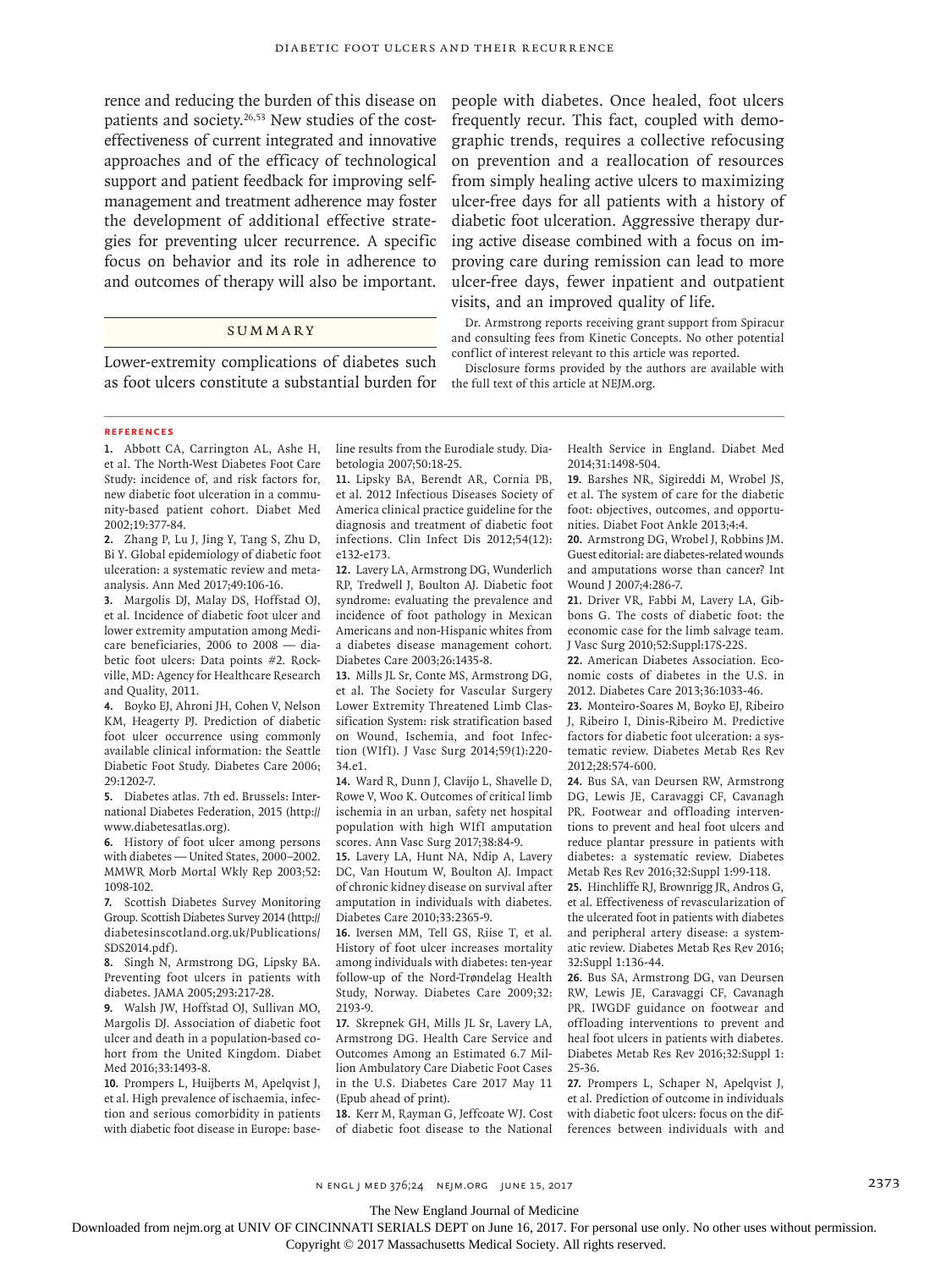rence and reducing the burden of this disease on patients and society.[26,53] New studies of the cost-effectiveness of current integrated and innovative approaches and of the efficacy of technological support and patient feedback for improving self-management and treatment adherence may foster the development of additional effective strategies for preventing ulcer recurrence. A specific focus on behavior and its role in adherence to and outcomes of therapy will also be important.

## Summary

Lower-extremity complications of diabetes such as foot ulcers constitute a substantial burden for people with diabetes. Once healed, foot ulcers frequently recur. This fact, coupled with demographic trends, requires a collective refocusing on prevention and a reallocation of resources from simply healing active ulcers to maximizing ulcer-free days for all patients with a history of diabetic foot ulceration. Aggressive therapy during active disease combined with a focus on improving care during remission can lead to more ulcer-free days, fewer inpatient and outpatient visits, and an improved quality of life.

Dr. Armstrong reports receiving grant support from Spiracur and consulting fees from Kinetic Concepts. No other potential conflict of interest relevant to this article was reported.

Disclosure forms provided by the authors are available with the full text of this article at NEJM.org.

## References

1. Abbott CA, Carrington AL, Ashe H, et al. The North-West Diabetes Foot Care Study: incidence of, and risk factors for, new diabetic foot ulceration in a community-based patient cohort. Diabet Med 2002;19:377-84.
2. Zhang P, Lu J, Jing Y, Tang S, Zhu D, Bi Y. Global epidemiology of diabetic foot ulceration: a systematic review and meta-analysis. Ann Med 2017;49:106-16.
3. Margolis DJ, Malay DS, Hoffstad OJ, et al. Incidence of diabetic foot ulcer and lower extremity amputation among Medicare beneficiaries, 2006 to 2008 — diabetic foot ulcers: Data points #2. Rockville, MD: Agency for Healthcare Research and Quality, 2011.
4. Boyko EJ, Ahroni JH, Cohen V, Nelson KM, Heagerty PJ. Prediction of diabetic foot ulcer occurrence using commonly available clinical information: the Seattle Diabetic Foot Study. Diabetes Care 2006;29:1202-7.
5. Diabetes atlas. 7th ed. Brussels: International Diabetes Federation, 2015 (http://www.diabetesatlas.org).
6. History of foot ulcer among persons with diabetes — United States, 2000–2002. MMWR Morb Mortal Wkly Rep 2003;52:1098-102.
7. Scottish Diabetes Survey Monitoring Group. Scottish Diabetes Survey 2014 (http://diabetesinscotland.org.uk/Publications/SDS2014.pdf).
8. Singh N, Armstrong DG, Lipsky BA. Preventing foot ulcers in patients with diabetes. JAMA 2005;293:217-28.
9. Walsh JW, Hoffstad OJ, Sullivan MO, Margolis DJ. Association of diabetic foot ulcer and death in a population-based cohort from the United Kingdom. Diabet Med 2016;33:1493-8.
10. Prompers L, Huijberts M, Apelqvist J, et al. High prevalence of ischaemia, infection and serious comorbidity in patients with diabetic foot disease in Europe: baseline results from the Eurodiale study. Diabetologia 2007;50:18-25.
11. Lipsky BA, Berendt AR, Cornia PB, et al. 2012 Infectious Diseases Society of America clinical practice guideline for the diagnosis and treatment of diabetic foot infections. Clin Infect Dis 2012;54(12):e132-e173.
12. Lavery LA, Armstrong DG, Wunderlich RP, Tredwell J, Boulton AJ. Diabetic foot syndrome: evaluating the prevalence and incidence of foot pathology in Mexican Americans and non-Hispanic whites from a diabetes disease management cohort. Diabetes Care 2003;26:1435-8.
13. Mills JL Sr, Conte MS, Armstrong DG, et al. The Society for Vascular Surgery Lower Extremity Threatened Limb Classification System: risk stratification based on Wound, Ischemia, and foot Infection (WIfI). J Vasc Surg 2014;59(1):220-34.e1.
14. Ward R, Dunn J, Clavijo L, Shavelle D, Rowe V, Woo K. Outcomes of critical limb ischemia in an urban, safety net hospital population with high WIfI amputation scores. Ann Vasc Surg 2017;38:84-9.
15. Lavery LA, Hunt NA, Ndip A, Lavery DC, Van Houtum W, Boulton AJ. Impact of chronic kidney disease on survival after amputation in individuals with diabetes. Diabetes Care 2010;33:2365-9.
16. Iversen MM, Tell GS, Riise T, et al. History of foot ulcer increases mortality among individuals with diabetes: ten-year follow-up of the Nord-Trøndelag Health Study, Norway. Diabetes Care 2009;32:2193-9.
17. Skrepnek GH, Mills JL Sr, Lavery LA, Armstrong DG. Health Care Service and Outcomes Among an Estimated 6.7 Million Ambulatory Care Diabetic Foot Cases in the U.S. Diabetes Care 2017 May 11 (Epub ahead of print).
18. Kerr M, Rayman G, Jeffcoate WJ. Cost of diabetic foot disease to the National Health Service in England. Diabet Med 2014;31:1498-504.
19. Barshes NR, Sigireddi M, Wrobel JS, et al. The system of care for the diabetic foot: objectives, outcomes, and opportunities. Diabet Foot Ankle 2013;4:4.
20. Armstrong DG, Wrobel J, Robbins JM. Guest editorial: are diabetes-related wounds and amputations worse than cancer? Int Wound J 2007;4:286-7.
21. Driver VR, Fabbi M, Lavery LA, Gibbons G. The costs of diabetic foot: the economic case for the limb salvage team. J Vasc Surg 2010;52:Suppl:17S-22S.
22. American Diabetes Association. Economic costs of diabetes in the U.S. in 2012. Diabetes Care 2013;36:1033-46.
23. Monteiro-Soares M, Boyko EJ, Ribeiro J, Ribeiro I, Dinis-Ribeiro M. Predictive factors for diabetic foot ulceration: a systematic review. Diabetes Metab Res Rev 2012;28:574-600.
24. Bus SA, van Deursen RW, Armstrong DG, Lewis JE, Caravaggi CF, Cavanagh PR. Footwear and offloading interventions to prevent and heal foot ulcers and reduce plantar pressure in patients with diabetes: a systematic review. Diabetes Metab Res Rev 2016;32:Suppl 1:99-118.
25. Hinchliffe RJ, Brownrigg JR, Andros G, et al. Effectiveness of revascularization of the ulcerated foot in patients with diabetes and peripheral artery disease: a systematic review. Diabetes Metab Res Rev 2016;32:Suppl 1:136-44.
26. Bus SA, Armstrong DG, van Deursen RW, Lewis JE, Caravaggi CF, Cavanagh PR. IWGDF guidance on footwear and offloading interventions to prevent and heal foot ulcers in patients with diabetes. Diabetes Metab Res Rev 2016;32:Suppl 1:25-36.
27. Prompers L, Schaper N, Apelqvist J, et al. Prediction of outcome in individuals with diabetic foot ulcers: focus on the differences between individuals with and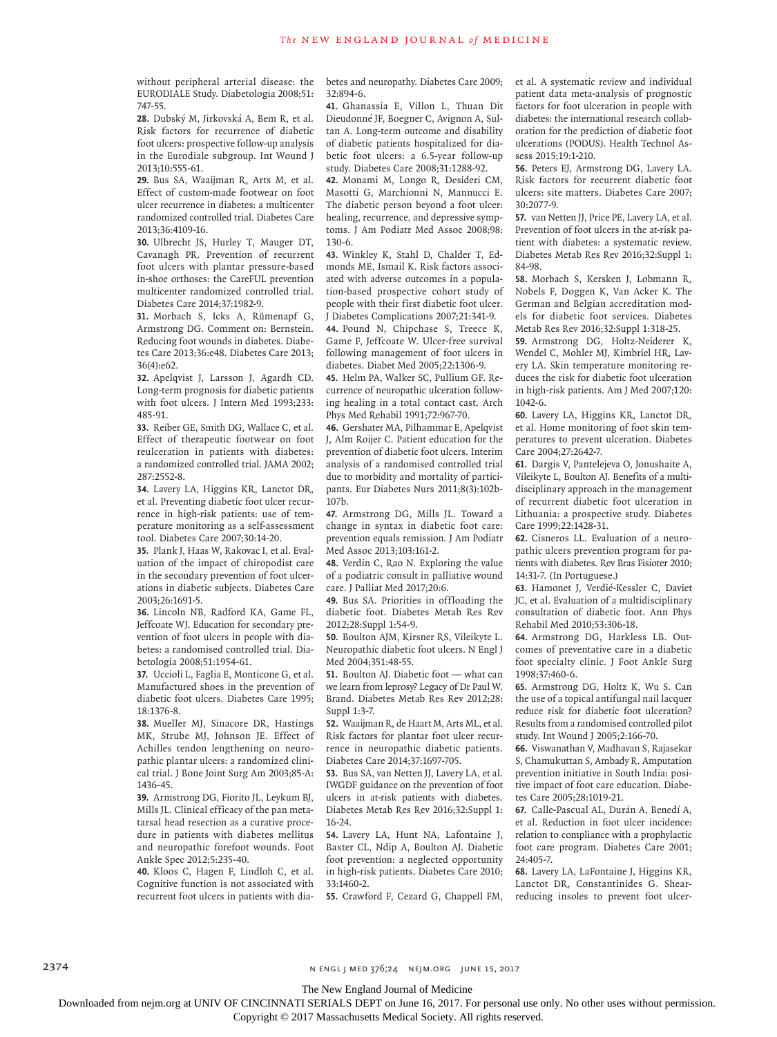without peripheral arterial disease: the EURODIALE Study. Diabetologia 2008;51:747-55.

28. Dubský M, Jirkovská A, Bem R, et al. Risk factors for recurrence of diabetic foot ulcers: prospective follow-up analysis in the Eurodiale subgroup. Int Wound J 2013;10:555-61.

29. Bus SA, Waaijman R, Arts M, et al. Effect of custom-made footwear on foot ulcer recurrence in diabetes: a multicenter randomized controlled trial. Diabetes Care 2013;36:4109-16.

30. Ulbrecht JS, Hurley T, Mauger DT, Cavanagh PR. Prevention of recurrent foot ulcers with plantar pressure-based in-shoe orthoses: the CareFUL prevention multicenter randomized controlled trial. Diabetes Care 2014;37:1982-9.

31. Morbach S, Icks A, Rümenapf G, Armstrong DG. Comment on: Bernstein. Reducing foot wounds in diabetes. Diabetes Care 2013;36:e48. Diabetes Care 2013;36(4):e62.

32. Apelqvist J, Larsson J, Agardh CD. Long-term prognosis for diabetic patients with foot ulcers. J Intern Med 1993;233:485-91.

33. Reiber GE, Smith DG, Wallace C, et al. Effect of therapeutic footwear on foot reulceration in patients with diabetes: a randomized controlled trial. JAMA 2002;287:2552-8.

34. Lavery LA, Higgins KR, Lanctot DR, et al. Preventing diabetic foot ulcer recurrence in high-risk patients: use of temperature monitoring as a self-assessment tool. Diabetes Care 2007;30:14-20.

35. Plank J, Haas W, Rakovac I, et al. Evaluation of the impact of chiropodist care in the secondary prevention of foot ulcerations in diabetic subjects. Diabetes Care 2003;26:1691-5.

36. Lincoln NB, Radford KA, Game FL, Jeffcoate WJ. Education for secondary prevention of foot ulcers in people with diabetes: a randomised controlled trial. Diabetologia 2008;51:1954-61.

37. Uccioli L, Faglia E, Monticone G, et al. Manufactured shoes in the prevention of diabetic foot ulcers. Diabetes Care 1995;18:1376-8.

38. Mueller MJ, Sinacore DR, Hastings MK, Strube MJ, Johnson JE. Effect of Achilles tendon lengthening on neuropathic plantar ulcers: a randomized clinical trial. J Bone Joint Surg Am 2003;85-A:1436-45.

39. Armstrong DG, Fiorito JL, Leykum BJ, Mills JL. Clinical efficacy of the pan metatarsal head resection as a curative procedure in patients with diabetes mellitus and neuropathic forefoot wounds. Foot Ankle Spec 2012;5:235-40.

40. Kloos C, Hagen F, Lindloh C, et al. Cognitive function is not associated with recurrent foot ulcers in patients with diabetes and neuropathy. Diabetes Care 2009;32:894-6.

41. Ghanassia E, Villon L, Thuan Dit Dieudonné JF, Boegner C, Avignon A, Sultan A. Long-term outcome and disability of diabetic patients hospitalized for diabetic foot ulcers: a 6.5-year follow-up study. Diabetes Care 2008;31:1288-92.

42. Monami M, Longo R, Desideri CM, Masotti G, Marchionni N, Mannucci E. The diabetic person beyond a foot ulcer: healing, recurrence, and depressive symptoms. J Am Podiatr Med Assoc 2008;98:130-6.

43. Winkley K, Stahl D, Chalder T, Edmonds ME, Ismail K. Risk factors associated with adverse outcomes in a population-based prospective cohort study of people with their first diabetic foot ulcer. J Diabetes Complications 2007;21:341-9.

44. Pound N, Chipchase S, Treece K, Game F, Jeffcoate W. Ulcer-free survival following management of foot ulcers in diabetes. Diabet Med 2005;22:1306-9.

45. Helm PA, Walker SC, Pullium GF. Recurrence of neuropathic ulceration following healing in a total contact cast. Arch Phys Med Rehabil 1991;72:967-70.

46. Gershater MA, Pilhammar E, Apelqvist J, Alm Roijer C. Patient education for the prevention of diabetic foot ulcers. Interim analysis of a randomised controlled trial due to morbidity and mortality of participants. Eur Diabetes Nurs 2011;8(3):102b-107b.

47. Armstrong DG, Mills JL. Toward a change in syntax in diabetic foot care: prevention equals remission. J Am Podiatr Med Assoc 2013;103:161-2.

48. Verdin C, Rao N. Exploring the value of a podiatric consult in palliative wound care. J Palliat Med 2017;20:6.

49. Bus SA. Priorities in offloading the diabetic foot. Diabetes Metab Res Rev 2012;28:Suppl 1:54-9.

50. Boulton AJM, Kirsner RS, Vileikyte L. Neuropathic diabetic foot ulcers. N Engl J Med 2004;351:48-55.

51. Boulton AJ. Diabetic foot — what can we learn from leprosy? Legacy of Dr Paul W. Brand. Diabetes Metab Res Rev 2012;28:Suppl 1:3-7.

52. Waaijman R, de Haart M, Arts ML, et al. Risk factors for plantar foot ulcer recurrence in neuropathic diabetic patients. Diabetes Care 2014;37:1697-705.

53. Bus SA, van Netten JJ, Lavery LA, et al. IWGDF guidance on the prevention of foot ulcers in at-risk patients with diabetes. Diabetes Metab Res Rev 2016;32:Suppl 1:16-24.

54. Lavery LA, Hunt NA, Lafontaine J, Baxter CL, Ndip A, Boulton AJ. Diabetic foot prevention: a neglected opportunity in high-risk patients. Diabetes Care 2010;33:1460-2.

55. Crawford F, Cezard G, Chappell FM, et al. A systematic review and individual patient data meta-analysis of prognostic factors for foot ulceration in people with diabetes: the international research collaboration for the prediction of diabetic foot ulcerations (PODUS). Health Technol Assess 2015;19:1-210.

56. Peters EJ, Armstrong DG, Lavery LA. Risk factors for recurrent diabetic foot ulcers: site matters. Diabetes Care 2007;30:2077-9.

57. van Netten JJ, Price PE, Lavery LA, et al. Prevention of foot ulcers in the at-risk patient with diabetes: a systematic review. Diabetes Metab Res Rev 2016;32:Suppl 1:84-98.

58. Morbach S, Kersken J, Lobmann R, Nobels F, Doggen K, Van Acker K. The German and Belgian accreditation models for diabetic foot services. Diabetes Metab Res Rev 2016;32:Suppl 1:318-25.

59. Armstrong DG, Holtz-Neiderer K, Wendel C, Mohler MJ, Kimbriel HR, Lavery LA. Skin temperature monitoring reduces the risk for diabetic foot ulceration in high-risk patients. Am J Med 2007;120:1042-6.

60. Lavery LA, Higgins KR, Lanctot DR, et al. Home monitoring of foot skin temperatures to prevent ulceration. Diabetes Care 2004;27:2642-7.

61. Dargis V, Pantelejeva O, Jonushaite A, Vileikyte L, Boulton AJ. Benefits of a multidisciplinary approach in the management of recurrent diabetic foot ulceration in Lithuania: a prospective study. Diabetes Care 1999;22:1428-31.

62. Cisneros LL. Evaluation of a neuropathic ulcers prevention program for patients with diabetes. Rev Bras Fisioter 2010;14:31-7. (In Portuguese.)

63. Hamonet J, Verdié-Kessler C, Daviet JC, et al. Evaluation of a multidisciplinary consultation of diabetic foot. Ann Phys Rehabil Med 2010;53:306-18.

64. Armstrong DG, Harkless LB. Outcomes of preventative care in a diabetic foot specialty clinic. J Foot Ankle Surg 1998;37:460-6.

65. Armstrong DG, Holtz K, Wu S. Can the use of a topical antifungal nail lacquer reduce risk for diabetic foot ulceration? Results from a randomised controlled pilot study. Int Wound J 2005;2:166-70.

66. Viswanathan V, Madhavan S, Rajasekar S, Chamukuttan S, Ambady R. Amputation prevention initiative in South India: positive impact of foot care education. Diabetes Care 2005;28:1019-21.

67. Calle-Pascual AL, Durán A, Benedí A, et al. Reduction in foot ulcer incidence: relation to compliance with a prophylactic foot care program. Diabetes Care 2001;24:405-7.

68. Lavery LA, LaFontaine J, Higgins KR, Lanctot DR, Constantinides G. Shear-reducing insoles to prevent foot ulcer-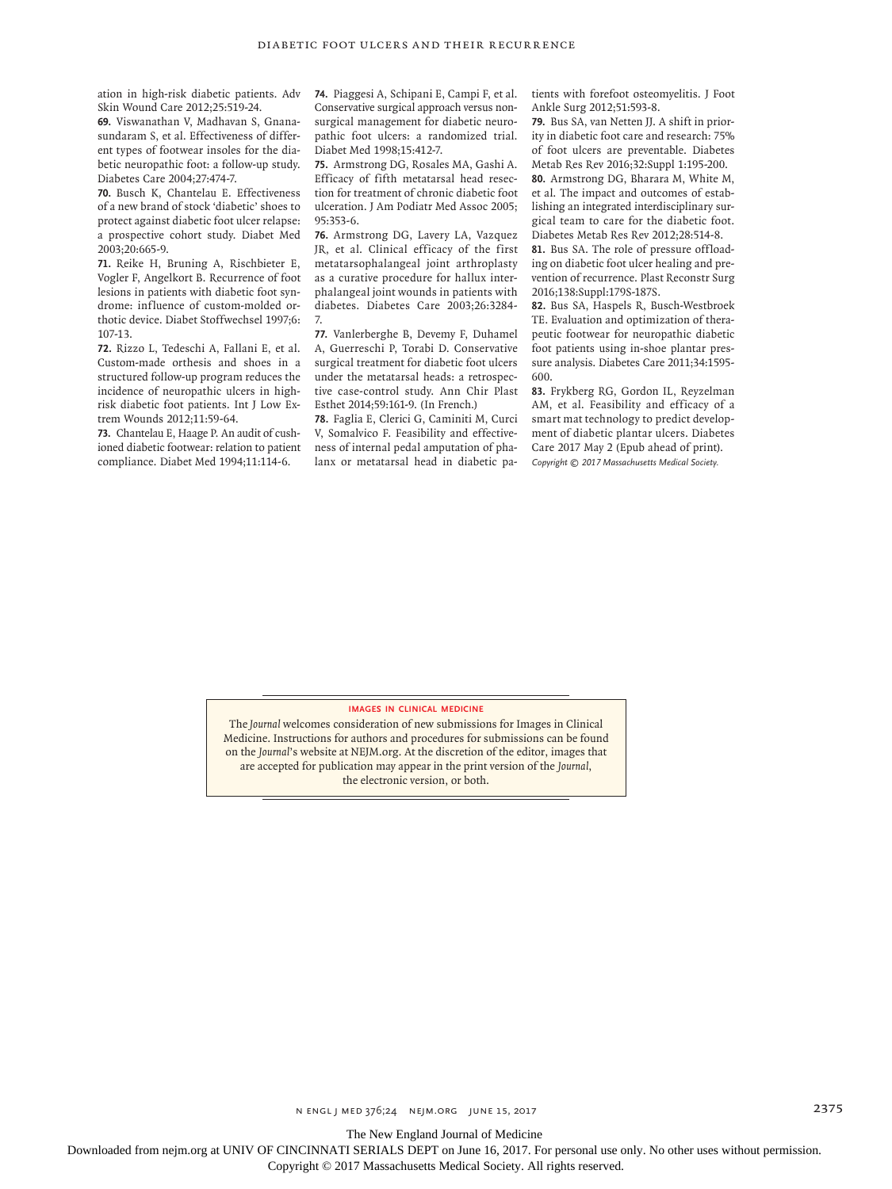ation in high-risk diabetic patients. Adv Skin Wound Care 2012;25:519-24.

**69.** Viswanathan V, Madhavan S, Gnanasundaram S, et al. Effectiveness of different types of footwear insoles for the diabetic neuropathic foot: a follow-up study. Diabetes Care 2004;27:474-7.

**70.** Busch K, Chantelau E. Effectiveness of a new brand of stock 'diabetic' shoes to protect against diabetic foot ulcer relapse: a prospective cohort study. Diabet Med 2003;20:665-9.

**71.** Reike H, Bruning A, Rischbieter E, Vogler F, Angelkort B. Recurrence of foot lesions in patients with diabetic foot syndrome: influence of custom-molded orthotic device. Diabet Stoffwechsel 1997;6:107-13.

**72.** Rizzo L, Tedeschi A, Fallani E, et al. Custom-made orthesis and shoes in a structured follow-up program reduces the incidence of neuropathic ulcers in high-risk diabetic foot patients. Int J Low Extrem Wounds 2012;11:59-64.

**73.** Chantelau E, Haage P. An audit of cushioned diabetic footwear: relation to patient compliance. Diabet Med 1994;11:114-6.

**74.** Piaggesi A, Schipani E, Campi F, et al. Conservative surgical approach versus nonsurgical management for diabetic neuropathic foot ulcers: a randomized trial. Diabet Med 1998;15:412-7.

**75.** Armstrong DG, Rosales MA, Gashi A. Efficacy of fifth metatarsal head resection for treatment of chronic diabetic foot ulceration. J Am Podiatr Med Assoc 2005;95:353-6.

**76.** Armstrong DG, Lavery LA, Vazquez JR, et al. Clinical efficacy of the first metatarsophalangeal joint arthroplasty as a curative procedure for hallux interphalangeal joint wounds in patients with diabetes. Diabetes Care 2003;26:3284-7.

**77.** Vanlerberghe B, Devemy F, Duhamel A, Guerreschi P, Torabi D. Conservative surgical treatment for diabetic foot ulcers under the metatarsal heads: a retrospective case-control study. Ann Chir Plast Esthet 2014;59:161-9. (In French.)

**78.** Faglia E, Clerici G, Caminiti M, Curci V, Somalvico F. Feasibility and effectiveness of internal pedal amputation of phalanx or metatarsal head in diabetic patients with forefoot osteomyelitis. J Foot Ankle Surg 2012;51:593-8.

**79.** Bus SA, van Netten JJ. A shift in priority in diabetic foot care and research: 75% of foot ulcers are preventable. Diabetes Metab Res Rev 2016;32:Suppl 1:195-200.

**80.** Armstrong DG, Bharara M, White M, et al. The impact and outcomes of establishing an integrated interdisciplinary surgical team to care for the diabetic foot. Diabetes Metab Res Rev 2012;28:514-8.

**81.** Bus SA. The role of pressure offloading on diabetic foot ulcer healing and prevention of recurrence. Plast Reconstr Surg 2016;138:Suppl:179S-187S.

**82.** Bus SA, Haspels R, Busch-Westbroek TE. Evaluation and optimization of therapeutic footwear for neuropathic diabetic foot patients using in-shoe plantar pressure analysis. Diabetes Care 2011;34:1595-600.

**83.** Frykberg RG, Gordon IL, Reyzelman AM, et al. Feasibility and efficacy of a smart mat technology to predict development of diabetic plantar ulcers. Diabetes Care 2017 May 2 (Epub ahead of print).

*Copyright © 2017 Massachusetts Medical Society.*

**IMAGES IN CLINICAL MEDICINE**

The *Journal* welcomes consideration of new submissions for Images in Clinical Medicine. Instructions for authors and procedures for submissions can be found on the *Journal*'s website at NEJM.org. At the discretion of the editor, images that are accepted for publication may appear in the print version of the *Journal*, the electronic version, or both.